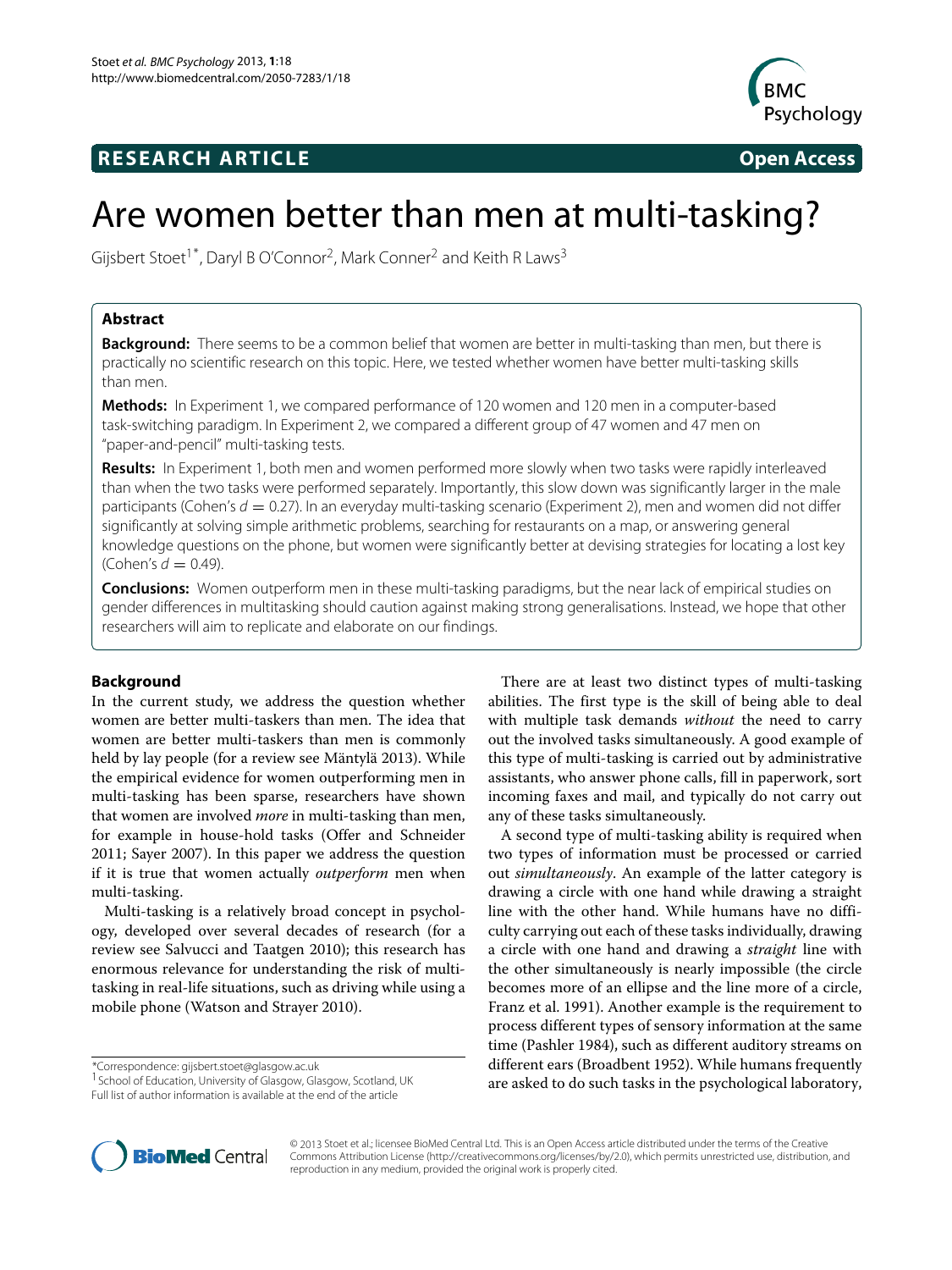**RESEARCH ARTICLE** **Open Access**

# Are women better than men at multi-tasking?

Gijsbert Stoet[1*], Daryl B O'Connor[2], Mark Conner[2] and Keith R Laws[3]

## Abstract

**Background:** There seems to be a common belief that women are better in multi-tasking than men, but there is practically no scientific research on this topic. Here, we tested whether women have better multi-tasking skills than men.

**Methods:** In Experiment 1, we compared performance of 120 women and 120 men in a computer-based task-switching paradigm. In Experiment 2, we compared a different group of 47 women and 47 men on "paper-and-pencil" multi-tasking tests.

**Results:** In Experiment 1, both men and women performed more slowly when two tasks were rapidly interleaved than when the two tasks were performed separately. Importantly, this slow down was significantly larger in the male participants (Cohen's $d = 0.27$). In an everyday multi-tasking scenario (Experiment 2), men and women did not differ significantly at solving simple arithmetic problems, searching for restaurants on a map, or answering general knowledge questions on the phone, but women were significantly better at devising strategies for locating a lost key (Cohen's $d = 0.49$).

**Conclusions:** Women outperform men in these multi-tasking paradigms, but the near lack of empirical studies on gender differences in multitasking should caution against making strong generalisations. Instead, we hope that other researchers will aim to replicate and elaborate on our findings.

## Background

In the current study, we address the question whether women are better multi-taskers than men. The idea that women are better multi-taskers than men is commonly held by lay people (for a review see Mäntylä 2013). While the empirical evidence for women outperforming men in multi-tasking has been sparse, researchers have shown that women are involved *more* in multi-tasking than men, for example in house-hold tasks (Offer and Schneider 2011; Sayer 2007). In this paper we address the question if it is true that women actually *outperform* men when multi-tasking.

Multi-tasking is a relatively broad concept in psychology, developed over several decades of research (for a review see Salvucci and Taatgen 2010); this research has enormous relevance for understanding the risk of multi-tasking in real-life situations, such as driving while using a mobile phone (Watson and Strayer 2010).

There are at least two distinct types of multi-tasking abilities. The first type is the skill of being able to deal with multiple task demands *without* the need to carry out the involved tasks simultaneously. A good example of this type of multi-tasking is carried out by administrative assistants, who answer phone calls, fill in paperwork, sort incoming faxes and mail, and typically do not carry out any of these tasks simultaneously.

A second type of multi-tasking ability is required when two types of information must be processed or carried out *simultaneously*. An example of the latter category is drawing a circle with one hand while drawing a straight line with the other hand. While humans have no difficulty carrying out each of these tasks individually, drawing a circle with one hand and drawing a *straight* line with the other simultaneously is nearly impossible (the circle becomes more of an ellipse and the line more of a circle, Franz et al. 1991). Another example is the requirement to process different types of sensory information at the same time (Pashler 1984), such as different auditory streams on different ears (Broadbent 1952). While humans frequently are asked to do such tasks in the psychological laboratory,

*Correspondence: gijsbert.stoet@glasgow.ac.uk
[1] School of Education, University of Glasgow, Glasgow, Scotland, UK
Full list of author information is available at the end of the article

© 2013 Stoet et al.; licensee BioMed Central Ltd. This is an Open Access article distributed under the terms of the Creative Commons Attribution License (http://creativecommons.org/licenses/by/2.0), which permits unrestricted use, distribution, and reproduction in any medium, provided the original work is properly cited.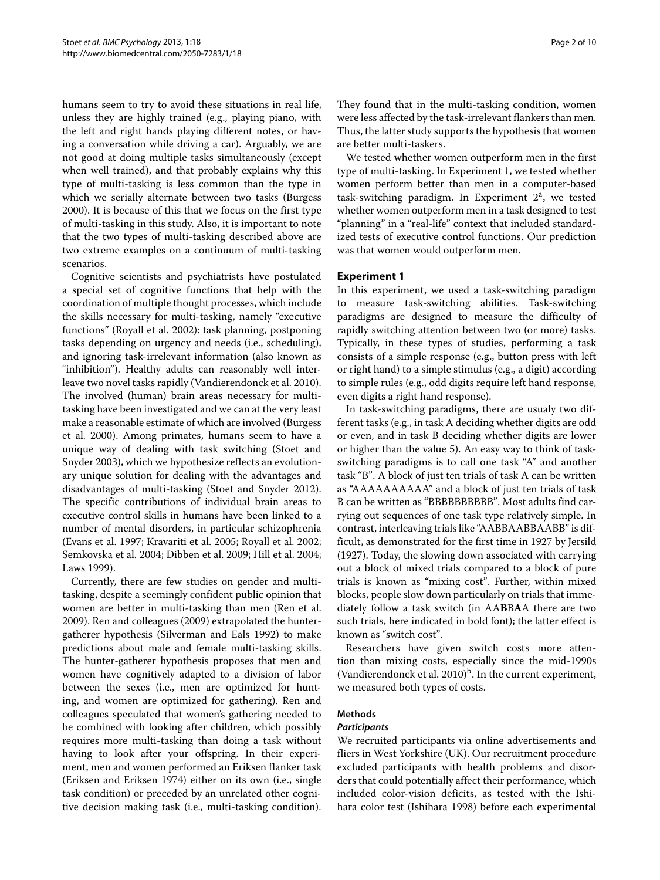humans seem to try to avoid these situations in real life, unless they are highly trained (e.g., playing piano, with the left and right hands playing different notes, or having a conversation while driving a car). Arguably, we are not good at doing multiple tasks simultaneously (except when well trained), and that probably explains why this type of multi-tasking is less common than the type in which we serially alternate between two tasks (Burgess 2000). It is because of this that we focus on the first type of multi-tasking in this study. Also, it is important to note that the two types of multi-tasking described above are two extreme examples on a continuum of multi-tasking scenarios.

Cognitive scientists and psychiatrists have postulated a special set of cognitive functions that help with the coordination of multiple thought processes, which include the skills necessary for multi-tasking, namely "executive functions" (Royall et al. 2002): task planning, postponing tasks depending on urgency and needs (i.e., scheduling), and ignoring task-irrelevant information (also known as "inhibition"). Healthy adults can reasonably well interleave two novel tasks rapidly (Vandierendonck et al. 2010). The involved (human) brain areas necessary for multi-tasking have been investigated and we can at the very least make a reasonable estimate of which are involved (Burgess et al. 2000). Among primates, humans seem to have a unique way of dealing with task switching (Stoet and Snyder 2003), which we hypothesize reflects an evolutionary unique solution for dealing with the advantages and disadvantages of multi-tasking (Stoet and Snyder 2012). The specific contributions of individual brain areas to executive control skills in humans have been linked to a number of mental disorders, in particular schizophrenia (Evans et al. 1997; Kravariti et al. 2005; Royall et al. 2002; Semkovska et al. 2004; Dibben et al. 2009; Hill et al. 2004; Laws 1999).

Currently, there are few studies on gender and multi-tasking, despite a seemingly confident public opinion that women are better in multi-tasking than men (Ren et al. 2009). Ren and colleagues (2009) extrapolated the hunter-gatherer hypothesis (Silverman and Eals 1992) to make predictions about male and female multi-tasking skills. The hunter-gatherer hypothesis proposes that men and women have cognitively adapted to a division of labor between the sexes (i.e., men are optimized for hunting, and women are optimized for gathering). Ren and colleagues speculated that women's gathering needed to be combined with looking after children, which possibly requires more multi-tasking than doing a task without having to look after your offspring. In their experiment, men and women performed an Eriksen flanker task (Eriksen and Eriksen 1974) either on its own (i.e., single task condition) or preceded by an unrelated other cognitive decision making task (i.e., multi-tasking condition). They found that in the multi-tasking condition, women were less affected by the task-irrelevant flankers than men. Thus, the latter study supports the hypothesis that women are better multi-taskers.

We tested whether women outperform men in the first type of multi-tasking. In Experiment 1, we tested whether women perform better than men in a computer-based task-switching paradigm. In Experiment 2[a], we tested whether women outperform men in a task designed to test "planning" in a "real-life" context that included standardized tests of executive control functions. Our prediction was that women would outperform men.

## Experiment 1

In this experiment, we used a task-switching paradigm to measure task-switching abilities. Task-switching paradigms are designed to measure the difficulty of rapidly switching attention between two (or more) tasks. Typically, in these types of studies, performing a task consists of a simple response (e.g., button press with left or right hand) to a simple stimulus (e.g., a digit) according to simple rules (e.g., odd digits require left hand response, even digits a right hand response).

In task-switching paradigms, there are usualy two different tasks (e.g., in task A deciding whether digits are odd or even, and in task B deciding whether digits are lower or higher than the value 5). An easy way to think of task-switching paradigms is to call one task "A" and another task "B". A block of just ten trials of task A can be written as "AAAAAAAAAA" and a block of just ten trials of task B can be written as "BBBBBBBBBB". Most adults find carrying out sequences of one task type relatively simple. In contrast, interleaving trials like "AABBAABBAABB" is difficult, as demonstrated for the first time in 1927 by Jersild (1927). Today, the slowing down associated with carrying out a block of mixed trials compared to a block of pure trials is known as "mixing cost". Further, within mixed blocks, people slow down particularly on trials that immediately follow a task switch (in AA**B**B**A**A there are two such trials, here indicated in bold font); the latter effect is known as "switch cost".

Researchers have given switch costs more attention than mixing costs, especially since the mid-1990s (Vandierendonck et al. 2010)[b]. In the current experiment, we measured both types of costs.

### Methods

#### *Participants*

We recruited participants via online advertisements and fliers in West Yorkshire (UK). Our recruitment procedure excluded participants with health problems and disorders that could potentially affect their performance, which included color-vision deficits, as tested with the Ishihara color test (Ishihara 1998) before each experimental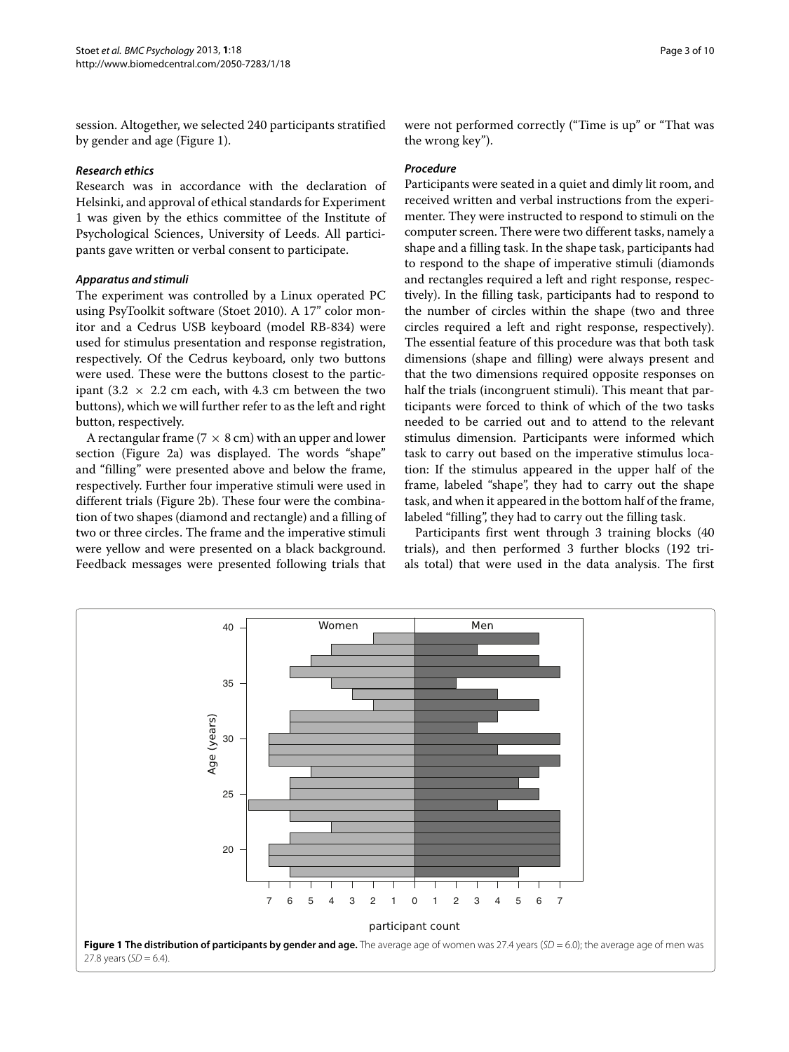session. Altogether, we selected 240 participants stratified by gender and age (Figure 1).

### *Research ethics*

Research was in accordance with the declaration of Helsinki, and approval of ethical standards for Experiment 1 was given by the ethics committee of the Institute of Psychological Sciences, University of Leeds. All participants gave written or verbal consent to participate.

### *Apparatus and stimuli*

The experiment was controlled by a Linux operated PC using PsyToolkit software (Stoet 2010). A 17" color monitor and a Cedrus USB keyboard (model RB-834) were used for stimulus presentation and response registration, respectively. Of the Cedrus keyboard, only two buttons were used. These were the buttons closest to the participant (3.2 × 2.2 cm each, with 4.3 cm between the two buttons), which we will further refer to as the left and right button, respectively.

A rectangular frame (7 × 8 cm) with an upper and lower section (Figure 2a) was displayed. The words "shape" and "filling" were presented above and below the frame, respectively. Further four imperative stimuli were used in different trials (Figure 2b). These four were the combination of two shapes (diamond and rectangle) and a filling of two or three circles. The frame and the imperative stimuli were yellow and were presented on a black background. Feedback messages were presented following trials that were not performed correctly ("Time is up" or "That was the wrong key").

### *Procedure*

Participants were seated in a quiet and dimly lit room, and received written and verbal instructions from the experimenter. They were instructed to respond to stimuli on the computer screen. There were two different tasks, namely a shape and a filling task. In the shape task, participants had to respond to the shape of imperative stimuli (diamonds and rectangles required a left and right response, respectively). In the filling task, participants had to respond to the number of circles within the shape (two and three circles required a left and right response, respectively). The essential feature of this procedure was that both task dimensions (shape and filling) were always present and that the two dimensions required opposite responses on half the trials (incongruent stimuli). This meant that participants were forced to think of which of the two tasks needed to be carried out and to attend to the relevant stimulus dimension. Participants were informed which task to carry out based on the imperative stimulus location: If the stimulus appeared in the upper half of the frame, labeled "shape", they had to carry out the shape task, and when it appeared in the bottom half of the frame, labeled "filling", they had to carry out the filling task.

Participants first went through 3 training blocks (40 trials), and then performed 3 further blocks (192 trials total) that were used in the data analysis. The first

**Figure 1 The distribution of participants by gender and age.** The average age of women was 27.4 years (*SD* = 6.0); the average age of men was 27.8 years (*SD* = 6.4).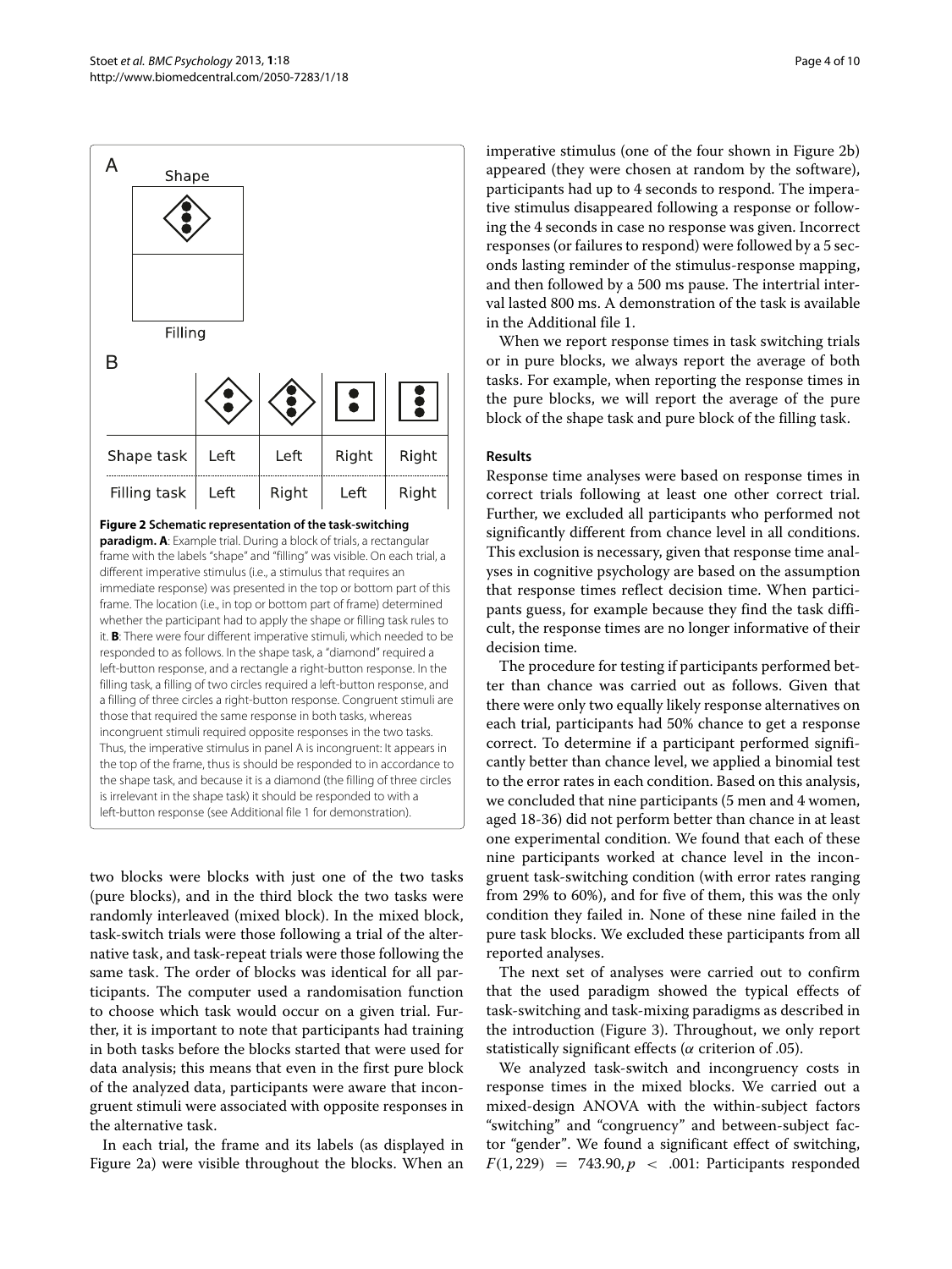A

Shape

Filling

B

| | ◇ (two circles) | ◇ (three circles) | □ (two circles) | □ (three circles) |
|---|---|---|---|---|
| Shape task | Left | Left | Right | Right |
| Filling task | Left | Right | Left | Right |

**Figure 2 Schematic representation of the task-switching paradigm.** **A**: Example trial. During a block of trials, a rectangular frame with the labels "shape" and "filling" was visible. On each trial, a different imperative stimulus (i.e., a stimulus that requires an immediate response) was presented in the top or bottom part of this frame. The location (i.e., in top or bottom part of frame) determined whether the participant had to apply the shape or filling task rules to it. **B**: There were four different imperative stimuli, which needed to be responded to as follows. In the shape task, a "diamond" required a left-button response, and a rectangle a right-button response. In the filling task, a filling of two circles required a left-button response, and a filling of three circles a right-button response. Congruent stimuli are those that required the same response in both tasks, whereas incongruent stimuli required opposite responses in the two tasks. Thus, the imperative stimulus in panel A is incongruent: It appears in the top of the frame, thus is should be responded to in accordance to the shape task, and because it is a diamond (the filling of three circles is irrelevant in the shape task) it should be responded to with a left-button response (see Additional file 1 for demonstration).

two blocks were blocks with just one of the two tasks (pure blocks), and in the third block the two tasks were randomly interleaved (mixed block). In the mixed block, task-switch trials were those following a trial of the alternative task, and task-repeat trials were those following the same task. The order of blocks was identical for all participants. The computer used a randomisation function to choose which task would occur on a given trial. Further, it is important to note that participants had training in both tasks before the blocks started that were used for data analysis; this means that even in the first pure block of the analyzed data, participants were aware that incongruent stimuli were associated with opposite responses in the alternative task.

In each trial, the frame and its labels (as displayed in Figure 2a) were visible throughout the blocks. When an imperative stimulus (one of the four shown in Figure 2b) appeared (they were chosen at random by the software), participants had up to 4 seconds to respond. The imperative stimulus disappeared following a response or following the 4 seconds in case no response was given. Incorrect responses (or failures to respond) were followed by a 5 seconds lasting reminder of the stimulus-response mapping, and then followed by a 500 ms pause. The intertrial interval lasted 800 ms. A demonstration of the task is available in the Additional file 1.

When we report response times in task switching trials or in pure blocks, we always report the average of both tasks. For example, when reporting the response times in the pure blocks, we will report the average of the pure block of the shape task and pure block of the filling task.

## Results

Response time analyses were based on response times in correct trials following at least one other correct trial. Further, we excluded all participants who performed not significantly different from chance level in all conditions. This exclusion is necessary, given that response time analyses in cognitive psychology are based on the assumption that response times reflect decision time. When participants guess, for example because they find the task difficult, the response times are no longer informative of their decision time.

The procedure for testing if participants performed better than chance was carried out as follows. Given that there were only two equally likely response alternatives on each trial, participants had 50% chance to get a response correct. To determine if a participant performed significantly better than chance level, we applied a binomial test to the error rates in each condition. Based on this analysis, we concluded that nine participants (5 men and 4 women, aged 18-36) did not perform better than chance in at least one experimental condition. We found that each of these nine participants worked at chance level in the incongruent task-switching condition (with error rates ranging from 29% to 60%), and for five of them, this was the only condition they failed in. None of these nine failed in the pure task blocks. We excluded these participants from all reported analyses.

The next set of analyses were carried out to confirm that the used paradigm showed the typical effects of task-switching and task-mixing paradigms as described in the introduction (Figure 3). Throughout, we only report statistically significant effects ($\alpha$ criterion of .05).

We analyzed task-switch and incongruency costs in response times in the mixed blocks. We carried out a mixed-design ANOVA with the within-subject factors "switching" and "congruency" and between-subject factor "gender". We found a significant effect of switching, $F(1, 229) = 743.90, p < .001$: Participants responded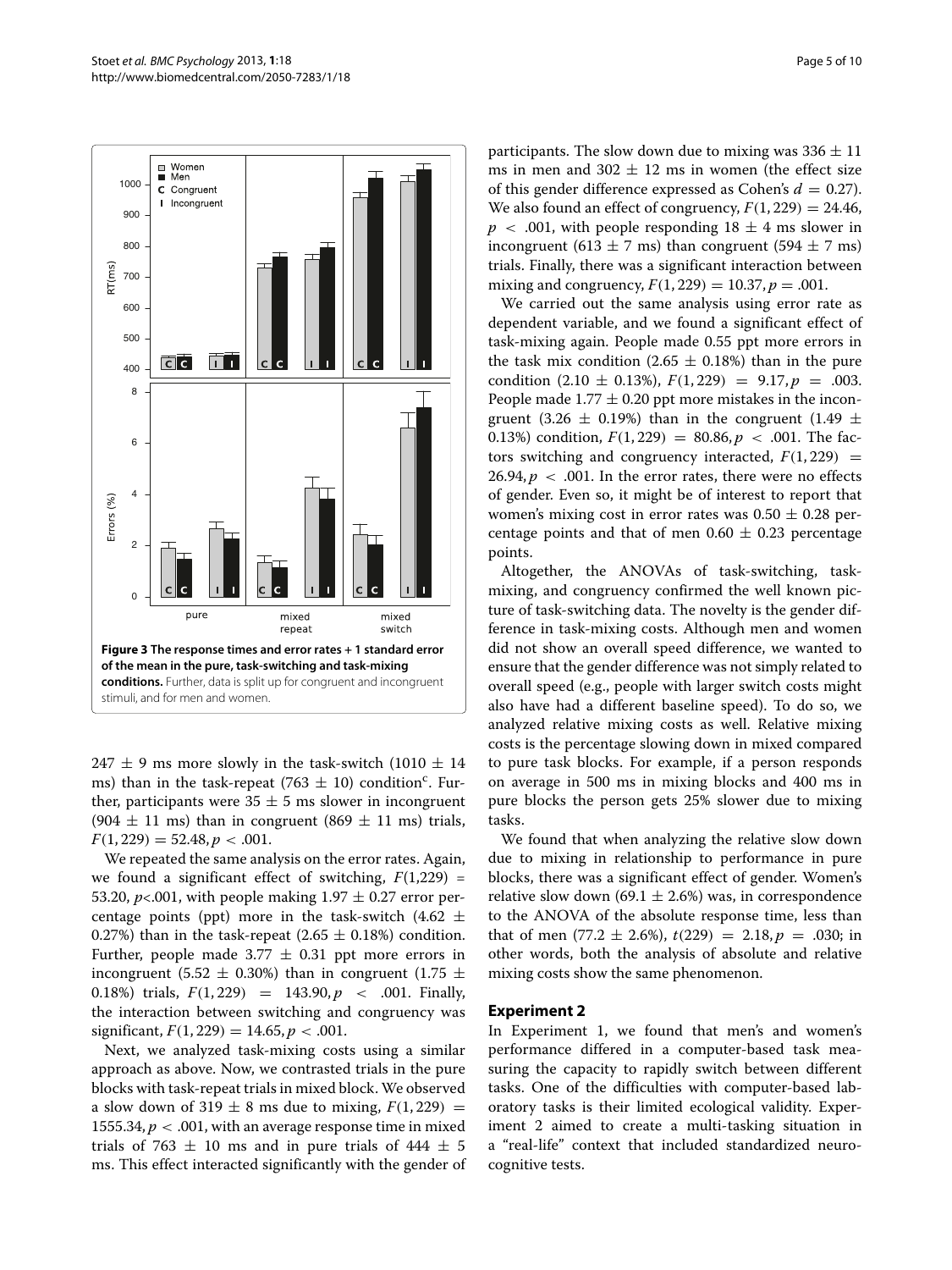**Figure 3 The response times and error rates + 1 standard error of the mean in the pure, task-switching and task-mixing conditions.** Further, data is split up for congruent and incongruent stimuli, and for men and women.

$247 \pm 9$ ms more slowly in the task-switch ($1010 \pm 14$ ms) than in the task-repeat ($763 \pm 10$) condition[c]. Further, participants were $35 \pm 5$ ms slower in incongruent ($904 \pm 11$ ms) than in congruent ($869 \pm 11$ ms) trials, $F(1, 229) = 52.48, p < .001$.

We repeated the same analysis on the error rates. Again, we found a significant effect of switching, $F(1,229) = 53.20$, $p<.001$, with people making $1.97 \pm 0.27$ error percentage points (ppt) more in the task-switch ($4.62 \pm 0.27\%$) than in the task-repeat ($2.65 \pm 0.18\%$) condition. Further, people made $3.77 \pm 0.31$ ppt more errors in incongruent ($5.52 \pm 0.30\%$) than in congruent ($1.75 \pm 0.18\%$) trials, $F(1, 229) = 143.90, p < .001$. Finally, the interaction between switching and congruency was significant, $F(1, 229) = 14.65, p < .001$.

Next, we analyzed task-mixing costs using a similar approach as above. Now, we contrasted trials in the pure blocks with task-repeat trials in mixed block. We observed a slow down of $319 \pm 8$ ms due to mixing, $F(1, 229) = 1555.34, p < .001$, with an average response time in mixed trials of $763 \pm 10$ ms and in pure trials of $444 \pm 5$ ms. This effect interacted significantly with the gender of participants. The slow down due to mixing was $336 \pm 11$ ms in men and $302 \pm 12$ ms in women (the effect size of this gender difference expressed as Cohen's $d = 0.27$). We also found an effect of congruency, $F(1, 229) = 24.46$, $p < .001$, with people responding $18 \pm 4$ ms slower in incongruent ($613 \pm 7$ ms) than congruent ($594 \pm 7$ ms) trials. Finally, there was a significant interaction between mixing and congruency, $F(1, 229) = 10.37, p = .001$.

We carried out the same analysis using error rate as dependent variable, and we found a significant effect of task-mixing again. People made 0.55 ppt more errors in the task mix condition ($2.65 \pm 0.18\%$) than in the pure condition ($2.10 \pm 0.13\%$), $F(1, 229) = 9.17, p = .003$. People made $1.77 \pm 0.20$ ppt more mistakes in the incongruent ($3.26 \pm 0.19\%$) than in the congruent ($1.49 \pm 0.13\%$) condition, $F(1, 229) = 80.86, p < .001$. The factors switching and congruency interacted, $F(1, 229) = 26.94, p < .001$. In the error rates, there were no effects of gender. Even so, it might be of interest to report that women's mixing cost in error rates was $0.50 \pm 0.28$ percentage points and that of men $0.60 \pm 0.23$ percentage points.

Altogether, the ANOVAs of task-switching, task-mixing, and congruency confirmed the well known picture of task-switching data. The novelty is the gender difference in task-mixing costs. Although men and women did not show an overall speed difference, we wanted to ensure that the gender difference was not simply related to overall speed (e.g., people with larger switch costs might also have had a different baseline speed). To do so, we analyzed relative mixing costs as well. Relative mixing costs is the percentage slowing down in mixed compared to pure task blocks. For example, if a person responds on average in 500 ms in mixing blocks and 400 ms in pure blocks the person gets 25% slower due to mixing tasks.

We found that when analyzing the relative slow down due to mixing in relationship to performance in pure blocks, there was a significant effect of gender. Women's relative slow down ($69.1 \pm 2.6\%$) was, in correspondence to the ANOVA of the absolute response time, less than that of men ($77.2 \pm 2.6\%$), $t(229) = 2.18, p = .030$; in other words, both the analysis of absolute and relative mixing costs show the same phenomenon.

## Experiment 2

In Experiment 1, we found that men's and women's performance differed in a computer-based task measuring the capacity to rapidly switch between different tasks. One of the difficulties with computer-based laboratory tasks is their limited ecological validity. Experiment 2 aimed to create a multi-tasking situation in a "real-life" context that included standardized neurocognitive tests.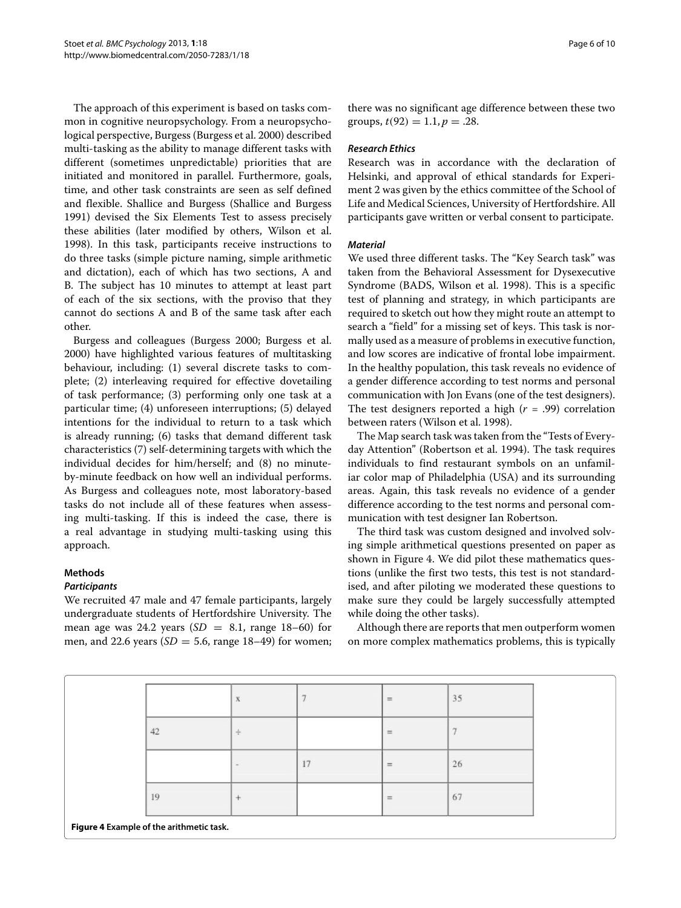The approach of this experiment is based on tasks common in cognitive neuropsychology. From a neuropsychological perspective, Burgess (Burgess et al. 2000) described multi-tasking as the ability to manage different tasks with different (sometimes unpredictable) priorities that are initiated and monitored in parallel. Furthermore, goals, time, and other task constraints are seen as self defined and flexible. Shallice and Burgess (Shallice and Burgess 1991) devised the Six Elements Test to assess precisely these abilities (later modified by others, Wilson et al. 1998). In this task, participants receive instructions to do three tasks (simple picture naming, simple arithmetic and dictation), each of which has two sections, A and B. The subject has 10 minutes to attempt at least part of each of the six sections, with the proviso that they cannot do sections A and B of the same task after each other.

Burgess and colleagues (Burgess 2000; Burgess et al. 2000) have highlighted various features of multitasking behaviour, including: (1) several discrete tasks to complete; (2) interleaving required for effective dovetailing of task performance; (3) performing only one task at a particular time; (4) unforeseen interruptions; (5) delayed intentions for the individual to return to a task which is already running; (6) tasks that demand different task characteristics (7) self-determining targets with which the individual decides for him/herself; and (8) no minute-by-minute feedback on how well an individual performs. As Burgess and colleagues note, most laboratory-based tasks do not include all of these features when assessing multi-tasking. If this is indeed the case, there is a real advantage in studying multi-tasking using this approach.

## Methods

### *Participants*

We recruited 47 male and 47 female participants, largely undergraduate students of Hertfordshire University. The mean age was 24.2 years ($SD = 8.1$, range 18–60) for men, and 22.6 years ($SD = 5.6$, range 18–49) for women; there was no significant age difference between these two groups, $t(92) = 1.1, p = .28$.

### *Research Ethics*

Research was in accordance with the declaration of Helsinki, and approval of ethical standards for Experiment 2 was given by the ethics committee of the School of Life and Medical Sciences, University of Hertfordshire. All participants gave written or verbal consent to participate.

### *Material*

We used three different tasks. The "Key Search task" was taken from the Behavioral Assessment for Dysexecutive Syndrome (BADS, Wilson et al. 1998). This is a specific test of planning and strategy, in which participants are required to sketch out how they might route an attempt to search a "field" for a missing set of keys. This task is normally used as a measure of problems in executive function, and low scores are indicative of frontal lobe impairment. In the healthy population, this task reveals no evidence of a gender difference according to test norms and personal communication with Jon Evans (one of the test designers). The test designers reported a high ($r = .99$) correlation between raters (Wilson et al. 1998).

The Map search task was taken from the "Tests of Everyday Attention" (Robertson et al. 1994). The task requires individuals to find restaurant symbols on an unfamiliar color map of Philadelphia (USA) and its surrounding areas. Again, this task reveals no evidence of a gender difference according to the test norms and personal communication with test designer Ian Robertson.

The third task was custom designed and involved solving simple arithmetical questions presented on paper as shown in Figure 4. We did pilot these mathematics questions (unlike the first two tests, this test is not standardised, and after piloting we moderated these questions to make sure they could be largely successfully attempted while doing the other tasks).

Although there are reports that men outperform women on more complex mathematics problems, this is typically

| | x | 7 | = | 35 |
|---|---|---|---|---|
| 42 | ÷ | | = | 7 |
| | - | 17 | = | 26 |
| 19 | + | | = | 67 |

**Figure 4** Example of the arithmetic task.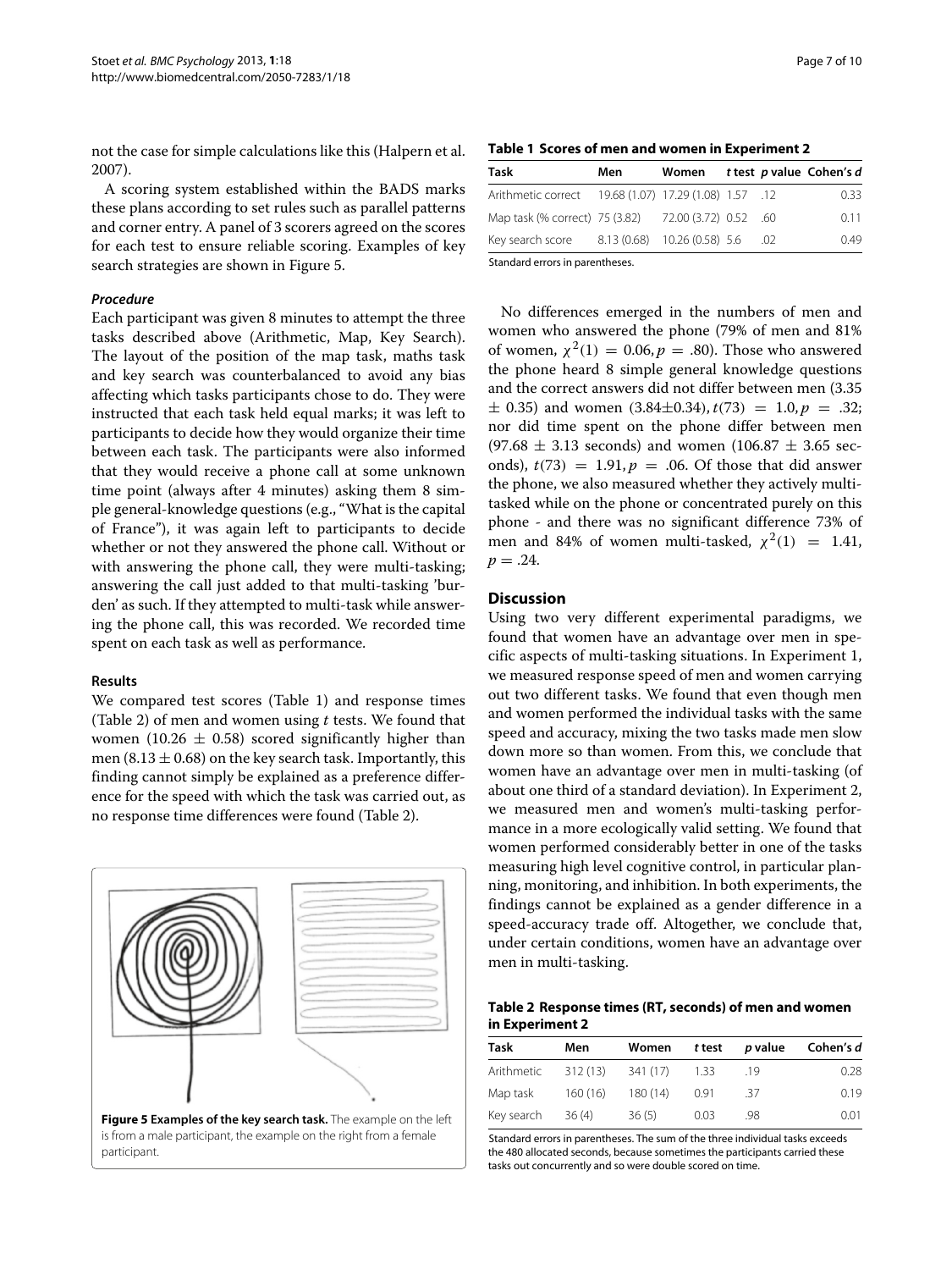not the case for simple calculations like this (Halpern et al. 2007).

A scoring system established within the BADS marks these plans according to set rules such as parallel patterns and corner entry. A panel of 3 scorers agreed on the scores for each test to ensure reliable scoring. Examples of key search strategies are shown in Figure 5.

#### *Procedure*

Each participant was given 8 minutes to attempt the three tasks described above (Arithmetic, Map, Key Search). The layout of the position of the map task, maths task and key search was counterbalanced to avoid any bias affecting which tasks participants chose to do. They were instructed that each task held equal marks; it was left to participants to decide how they would organize their time between each task. The participants were also informed that they would receive a phone call at some unknown time point (always after 4 minutes) asking them 8 simple general-knowledge questions (e.g., "What is the capital of France"), it was again left to participants to decide whether or not they answered the phone call. Without or with answering the phone call, they were multi-tasking; answering the call just added to that multi-tasking 'burden' as such. If they attempted to multi-task while answering the phone call, this was recorded. We recorded time spent on each task as well as performance.

#### Results

We compared test scores (Table 1) and response times (Table 2) of men and women using *t* tests. We found that women ($10.26 \pm 0.58$) scored significantly higher than men ($8.13 \pm 0.68$) on the key search task. Importantly, this finding cannot simply be explained as a preference difference for the speed with which the task was carried out, as no response time differences were found (Table 2).

**Figure 5 Examples of the key search task.** The example on the left is from a male participant, the example on the right from a female participant.

**Table 1 Scores of men and women in Experiment 2**

| Task | Men | Women | *t* test | *p* value | Cohen's *d* |
|---|---|---|---|---|---|
| Arithmetic correct | 19.68 (1.07) | 17.29 (1.08) | 1.57 | .12 | 0.33 |
| Map task (% correct) | 75 (3.82) | 72.00 (3.72) | 0.52 | .60 | 0.11 |
| Key search score | 8.13 (0.68) | 10.26 (0.58) | 5.6 | .02 | 0.49 |

Standard errors in parentheses.

No differences emerged in the numbers of men and women who answered the phone (79% of men and 81% of women, $\chi^2(1) = 0.06, p = .80$). Those who answered the phone heard 8 simple general knowledge questions and the correct answers did not differ between men ($3.35 \pm 0.35$) and women ($3.84 \pm 0.34$), $t(73) = 1.0, p = .32$; nor did time spent on the phone differ between men ($97.68 \pm 3.13$ seconds) and women ($106.87 \pm 3.65$ seconds), $t(73) = 1.91, p = .06$. Of those that did answer the phone, we also measured whether they actively multi-tasked while on the phone or concentrated purely on this phone - and there was no significant difference 73% of men and 84% of women multi-tasked, $\chi^2(1) = 1.41$, $p = .24$.

## Discussion

Using two very different experimental paradigms, we found that women have an advantage over men in specific aspects of multi-tasking situations. In Experiment 1, we measured response speed of men and women carrying out two different tasks. We found that even though men and women performed the individual tasks with the same speed and accuracy, mixing the two tasks made men slow down more so than women. From this, we conclude that women have an advantage over men in multi-tasking (of about one third of a standard deviation). In Experiment 2, we measured men and women's multi-tasking performance in a more ecologically valid setting. We found that women performed considerably better in one of the tasks measuring high level cognitive control, in particular planning, monitoring, and inhibition. In both experiments, the findings cannot be explained as a gender difference in a speed-accuracy trade off. Altogether, we conclude that, under certain conditions, women have an advantage over men in multi-tasking.

**Table 2 Response times (RT, seconds) of men and women in Experiment 2**

| Task | Men | Women | *t* test | *p* value | Cohen's *d* |
|---|---|---|---|---|---|
| Arithmetic | 312 (13) | 341 (17) | 1.33 | .19 | 0.28 |
| Map task | 160 (16) | 180 (14) | 0.91 | .37 | 0.19 |
| Key search | 36 (4) | 36 (5) | 0.03 | .98 | 0.01 |

Standard errors in parentheses. The sum of the three individual tasks exceeds the 480 allocated seconds, because sometimes the participants carried these tasks out concurrently and so were double scored on time.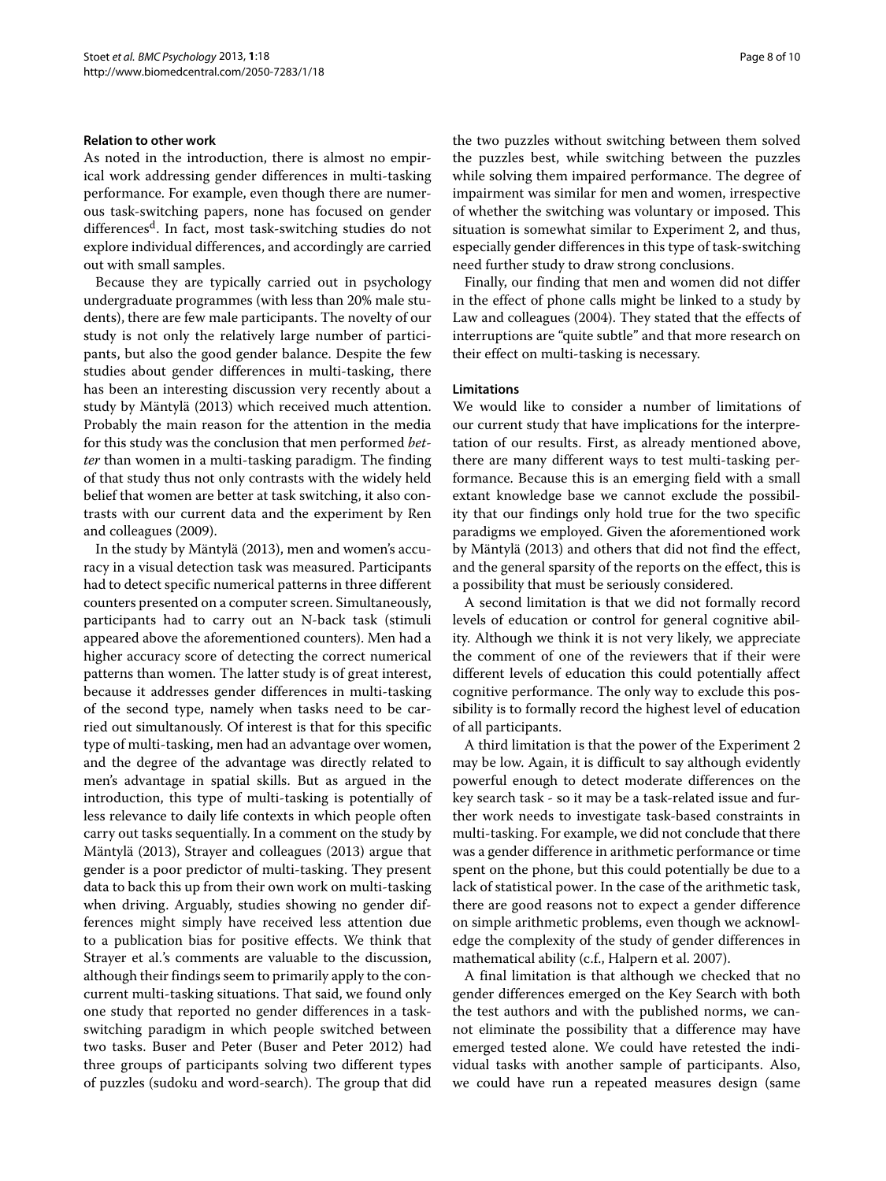#### Relation to other work

As noted in the introduction, there is almost no empirical work addressing gender differences in multi-tasking performance. For example, even though there are numerous task-switching papers, none has focused on gender differences[d]. In fact, most task-switching studies do not explore individual differences, and accordingly are carried out with small samples.

Because they are typically carried out in psychology undergraduate programmes (with less than 20% male students), there are few male participants. The novelty of our study is not only the relatively large number of participants, but also the good gender balance. Despite the few studies about gender differences in multi-tasking, there has been an interesting discussion very recently about a study by Mäntylä (2013) which received much attention. Probably the main reason for the attention in the media for this study was the conclusion that men performed *better* than women in a multi-tasking paradigm. The finding of that study thus not only contrasts with the widely held belief that women are better at task switching, it also contrasts with our current data and the experiment by Ren and colleagues (2009).

In the study by Mäntylä (2013), men and women's accuracy in a visual detection task was measured. Participants had to detect specific numerical patterns in three different counters presented on a computer screen. Simultaneously, participants had to carry out an N-back task (stimuli appeared above the aforementioned counters). Men had a higher accuracy score of detecting the correct numerical patterns than women. The latter study is of great interest, because it addresses gender differences in multi-tasking of the second type, namely when tasks need to be carried out simultaneously. Of interest is that for this specific type of multi-tasking, men had an advantage over women, and the degree of the advantage was directly related to men's advantage in spatial skills. But as argued in the introduction, this type of multi-tasking is potentially of less relevance to daily life contexts in which people often carry out tasks sequentially. In a comment on the study by Mäntylä (2013), Strayer and colleagues (2013) argue that gender is a poor predictor of multi-tasking. They present data to back this up from their own work on multi-tasking when driving. Arguably, studies showing no gender differences might simply have received less attention due to a publication bias for positive effects. We think that Strayer et al.'s comments are valuable to the discussion, although their findings seem to primarily apply to the concurrent multi-tasking situations. That said, we found only one study that reported no gender differences in a task-switching paradigm in which people switched between two tasks. Buser and Peter (Buser and Peter 2012) had three groups of participants solving two different types of puzzles (sudoku and word-search). The group that did the two puzzles without switching between them solved the puzzles best, while switching between the puzzles while solving them impaired performance. The degree of impairment was similar for men and women, irrespective of whether the switching was voluntary or imposed. This situation is somewhat similar to Experiment 2, and thus, especially gender differences in this type of task-switching need further study to draw strong conclusions.

Finally, our finding that men and women did not differ in the effect of phone calls might be linked to a study by Law and colleagues (2004). They stated that the effects of interruptions are "quite subtle" and that more research on their effect on multi-tasking is necessary.

#### Limitations

We would like to consider a number of limitations of our current study that have implications for the interpretation of our results. First, as already mentioned above, there are many different ways to test multi-tasking performance. Because this is an emerging field with a small extant knowledge base we cannot exclude the possibility that our findings only hold true for the two specific paradigms we employed. Given the aforementioned work by Mäntylä (2013) and others that did not find the effect, and the general sparsity of the reports on the effect, this is a possibility that must be seriously considered.

A second limitation is that we did not formally record levels of education or control for general cognitive ability. Although we think it is not very likely, we appreciate the comment of one of the reviewers that if their were different levels of education this could potentially affect cognitive performance. The only way to exclude this possibility is to formally record the highest level of education of all participants.

A third limitation is that the power of the Experiment 2 may be low. Again, it is difficult to say although evidently powerful enough to detect moderate differences on the key search task - so it may be a task-related issue and further work needs to investigate task-based constraints in multi-tasking. For example, we did not conclude that there was a gender difference in arithmetic performance or time spent on the phone, but this could potentially be due to a lack of statistical power. In the case of the arithmetic task, there are good reasons not to expect a gender difference on simple arithmetic problems, even though we acknowledge the complexity of the study of gender differences in mathematical ability (c.f., Halpern et al. 2007).

A final limitation is that although we checked that no gender differences emerged on the Key Search with both the test authors and with the published norms, we cannot eliminate the possibility that a difference may have emerged tested alone. We could have retested the individual tasks with another sample of participants. Also, we could have run a repeated measures design (same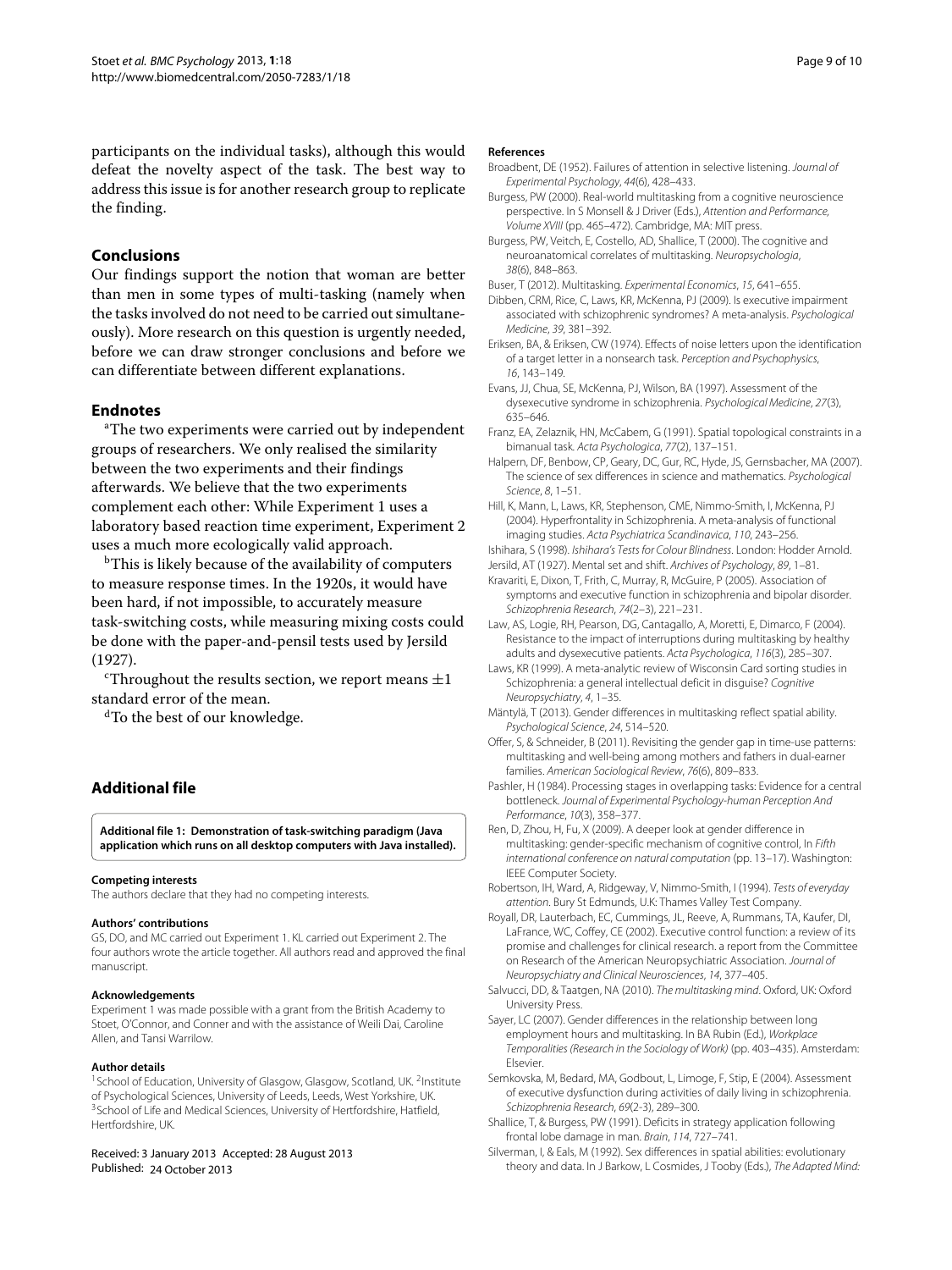participants on the individual tasks), although this would defeat the novelty aspect of the task. The best way to address this issue is for another research group to replicate the finding.

## Conclusions

Our findings support the notion that woman are better than men in some types of multi-tasking (namely when the tasks involved do not need to be carried out simultaneously). More research on this question is urgently needed, before we can draw stronger conclusions and before we can differentiate between different explanations.

## Endnotes

[a]The two experiments were carried out by independent groups of researchers. We only realised the similarity between the two experiments and their findings afterwards. We believe that the two experiments complement each other: While Experiment 1 uses a laboratory based reaction time experiment, Experiment 2 uses a much more ecologically valid approach.

[b]This is likely because of the availability of computers to measure response times. In the 1920s, it would have been hard, if not impossible, to accurately measure task-switching costs, while measuring mixing costs could be done with the paper-and-pensil tests used by Jersild (1927).

[c]Throughout the results section, we report means $\pm 1$ standard error of the mean.

[d]To the best of our knowledge.

## Additional file

**Additional file 1: Demonstration of task-switching paradigm (Java application which runs on all desktop computers with Java installed).**

#### Competing interests

The authors declare that they had no competing interests.

#### Authors' contributions

GS, DO, and MC carried out Experiment 1. KL carried out Experiment 2. The four authors wrote the article together. All authors read and approved the final manuscript.

#### Acknowledgements

Experiment 1 was made possible with a grant from the British Academy to Stoet, O'Connor, and Conner and with the assistance of Weili Dai, Caroline Allen, and Tansi Warrilow.

#### Author details

[1]School of Education, University of Glasgow, Glasgow, Scotland, UK. [2]Institute of Psychological Sciences, University of Leeds, Leeds, West Yorkshire, UK. [3]School of Life and Medical Sciences, University of Hertfordshire, Hatfield, Hertfordshire, UK.

Received: 3 January 2013 Accepted: 28 August 2013
Published: 24 October 2013

#### References

Broadbent, DE (1952). Failures of attention in selective listening. *Journal of Experimental Psychology*, *44*(6), 428–433.

Burgess, PW (2000). Real-world multitasking from a cognitive neuroscience perspective. In S Monsell & J Driver (Eds.), *Attention and Performance, Volume XVIII* (pp. 465–472). Cambridge, MA: MIT press.

Burgess, PW, Veitch, E, Costello, AD, Shallice, T (2000). The cognitive and neuroanatomical correlates of multitasking. *Neuropsychologia*, *38*(6), 848–863.

Buser, T (2012). Multitasking. *Experimental Economics*, *15*, 641–655.

Dibben, CRM, Rice, C, Laws, KR, McKenna, PJ (2009). Is executive impairment associated with schizophrenic syndromes? A meta-analysis. *Psychological Medicine*, *39*, 381–392.

Eriksen, BA, & Eriksen, CW (1974). Effects of noise letters upon the identification of a target letter in a nonsearch task. *Perception and Psychophysics*, *16*, 143–149.

Evans, JJ, Chua, SE, McKenna, PJ, Wilson, BA (1997). Assessment of the dysexecutive syndrome in schizophrenia. *Psychological Medicine*, *27*(3), 635–646.

Franz, EA, Zelaznik, HN, McCabem, G (1991). Spatial topological constraints in a bimanual task. *Acta Psychologica*, *77*(2), 137–151.

Halpern, DF, Benbow, CP, Geary, DC, Gur, RC, Hyde, JS, Gernsbacher, MA (2007). The science of sex differences in science and mathematics. *Psychological Science*, *8*, 1–51.

Hill, K, Mann, L, Laws, KR, Stephenson, CME, Nimmo-Smith, I, McKenna, PJ (2004). Hyperfrontality in Schizophrenia. A meta-analysis of functional imaging studies. *Acta Psychiatrica Scandinavica*, *110*, 243–256.

Ishihara, S (1998). *Ishihara's Tests for Colour Blindness*. London: Hodder Arnold.

Jersild, AT (1927). Mental set and shift. *Archives of Psychology*, *89*, 1–81.

Kravariti, E, Dixon, T, Frith, C, Murray, R, McGuire, P (2005). Association of symptoms and executive function in schizophrenia and bipolar disorder. *Schizophrenia Research*, *74*(2–3), 221–231.

Law, AS, Logie, RH, Pearson, DG, Cantagallo, A, Moretti, E, Dimarco, F (2004). Resistance to the impact of interruptions during multitasking by healthy adults and dysexecutive patients. *Acta Psychologica*, *116*(3), 285–307.

Laws, KR (1999). A meta-analytic review of Wisconsin Card sorting studies in Schizophrenia: a general intellectual deficit in disguise? *Cognitive Neuropsychiatry*, *4*, 1–35.

Mäntylä, T (2013). Gender differences in multitasking reflect spatial ability. *Psychological Science*, *24*, 514–520.

Offer, S, & Schneider, B (2011). Revisiting the gender gap in time-use patterns: multitasking and well-being among mothers and fathers in dual-earner families. *American Sociological Review*, *76*(6), 809–833.

Pashler, H (1984). Processing stages in overlapping tasks: Evidence for a central bottleneck. *Journal of Experimental Psychology-human Perception And Performance*, *10*(3), 358–377.

Ren, D, Zhou, H, Fu, X (2009). A deeper look at gender difference in multitasking: gender-specific mechanism of cognitive control, In *Fifth international conference on natural computation* (pp. 13–17). Washington: IEEE Computer Society.

Robertson, IH, Ward, A, Ridgeway, V, Nimmo-Smith, I (1994). *Tests of everyday attention*. Bury St Edmunds, U.K: Thames Valley Test Company.

Royall, DR, Lauterbach, EC, Cummings, JL, Reeve, A, Rummans, TA, Kaufer, DI, LaFrance, WC, Coffey, CE (2002). Executive control function: a review of its promise and challenges for clinical research. a report from the Committee on Research of the American Neuropsychiatric Association. *Journal of Neuropsychiatry and Clinical Neurosciences*, *14*, 377–405.

Salvucci, DD, & Taatgen, NA (2010). *The multitasking mind*. Oxford, UK: Oxford University Press.

Sayer, LC (2007). Gender differences in the relationship between long employment hours and multitasking. In BA Rubin (Ed.), *Workplace Temporalities (Research in the Sociology of Work)* (pp. 403–435). Amsterdam: Elsevier.

Semkovska, M, Bedard, MA, Godbout, L, Limoge, F, Stip, E (2004). Assessment of executive dysfunction during activities of daily living in schizophrenia. *Schizophrenia Research*, *69*(2-3), 289–300.

Shallice, T, & Burgess, PW (1991). Deficits in strategy application following frontal lobe damage in man. *Brain*, *114*, 727–741.

Silverman, I, & Eals, M (1992). Sex differences in spatial abilities: evolutionary theory and data. In J Barkow, L Cosmides, J Tooby (Eds.), *The Adapted Mind:*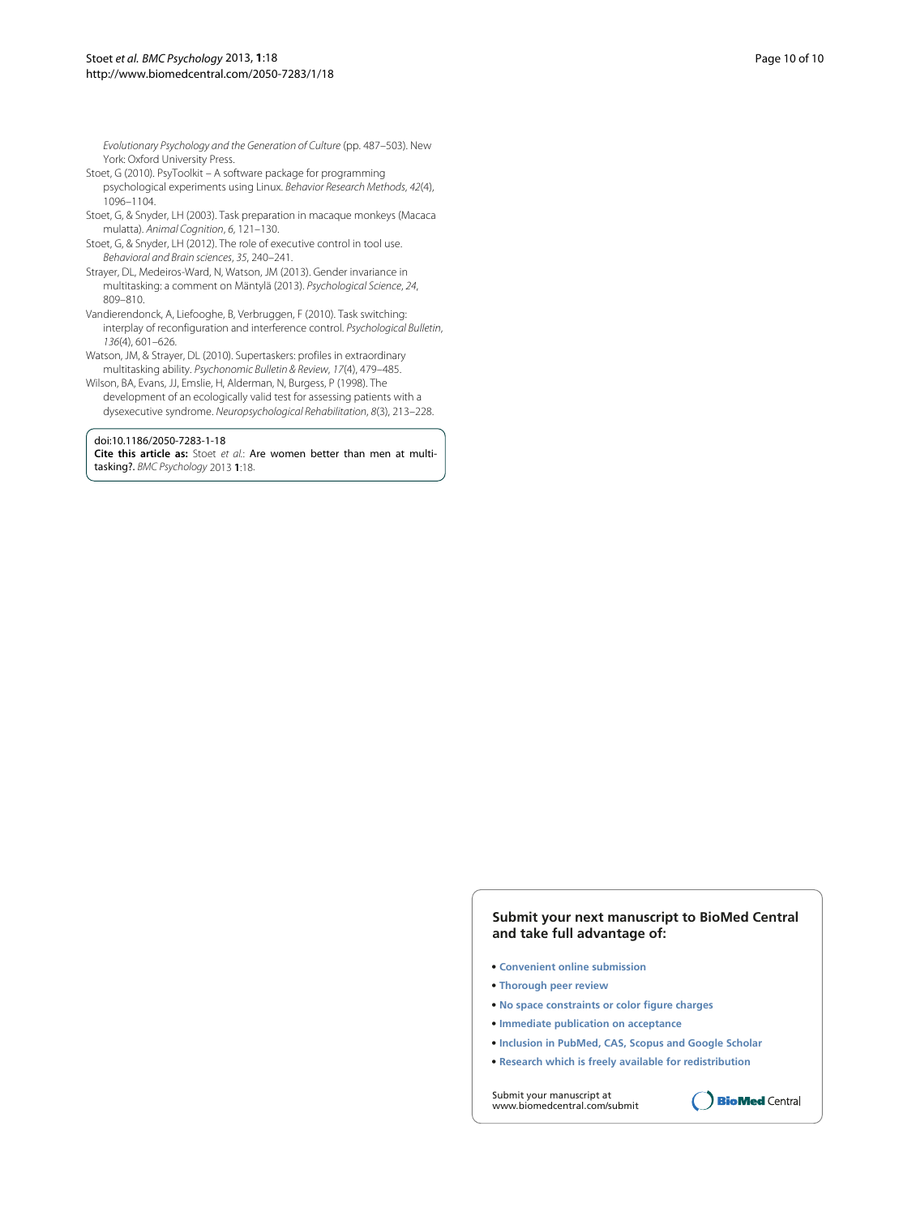*Evolutionary Psychology and the Generation of Culture* (pp. 487–503). New York: Oxford University Press.

Stoet, G (2010). PsyToolkit – A software package for programming psychological experiments using Linux. *Behavior Research Methods*, *42*(4), 1096–1104.

Stoet, G, & Snyder, LH (2003). Task preparation in macaque monkeys (Macaca mulatta). *Animal Cognition*, *6*, 121–130.

Stoet, G, & Snyder, LH (2012). The role of executive control in tool use. *Behavioral and Brain sciences*, *35*, 240–241.

Strayer, DL, Medeiros-Ward, N, Watson, JM (2013). Gender invariance in multitasking: a comment on Mäntylä (2013). *Psychological Science*, *24*, 809–810.

Vandierendonck, A, Liefooghe, B, Verbruggen, F (2010). Task switching: interplay of reconfiguration and interference control. *Psychological Bulletin*, *136*(4), 601–626.

Watson, JM, & Strayer, DL (2010). Supertaskers: profiles in extraordinary multitasking ability. *Psychonomic Bulletin & Review*, *17*(4), 479–485.

Wilson, BA, Evans, JJ, Emslie, H, Alderman, N, Burgess, P (1998). The development of an ecologically valid test for assessing patients with a dysexecutive syndrome. *Neuropsychological Rehabilitation*, *8*(3), 213–228.

doi:10.1186/2050-7283-1-18

**Cite this article as:** Stoet *et al.*: Are women better than men at multi-tasking?. *BMC Psychology* 2013 **1**:18.

**Submit your next manuscript to BioMed Central and take full advantage of:**

- **Convenient online submission**
- **Thorough peer review**
- **No space constraints or color figure charges**
- **Immediate publication on acceptance**
- **Inclusion in PubMed, CAS, Scopus and Google Scholar**
- **Research which is freely available for redistribution**

Submit your manuscript at
www.biomedcentral.com/submit

BioMed Central